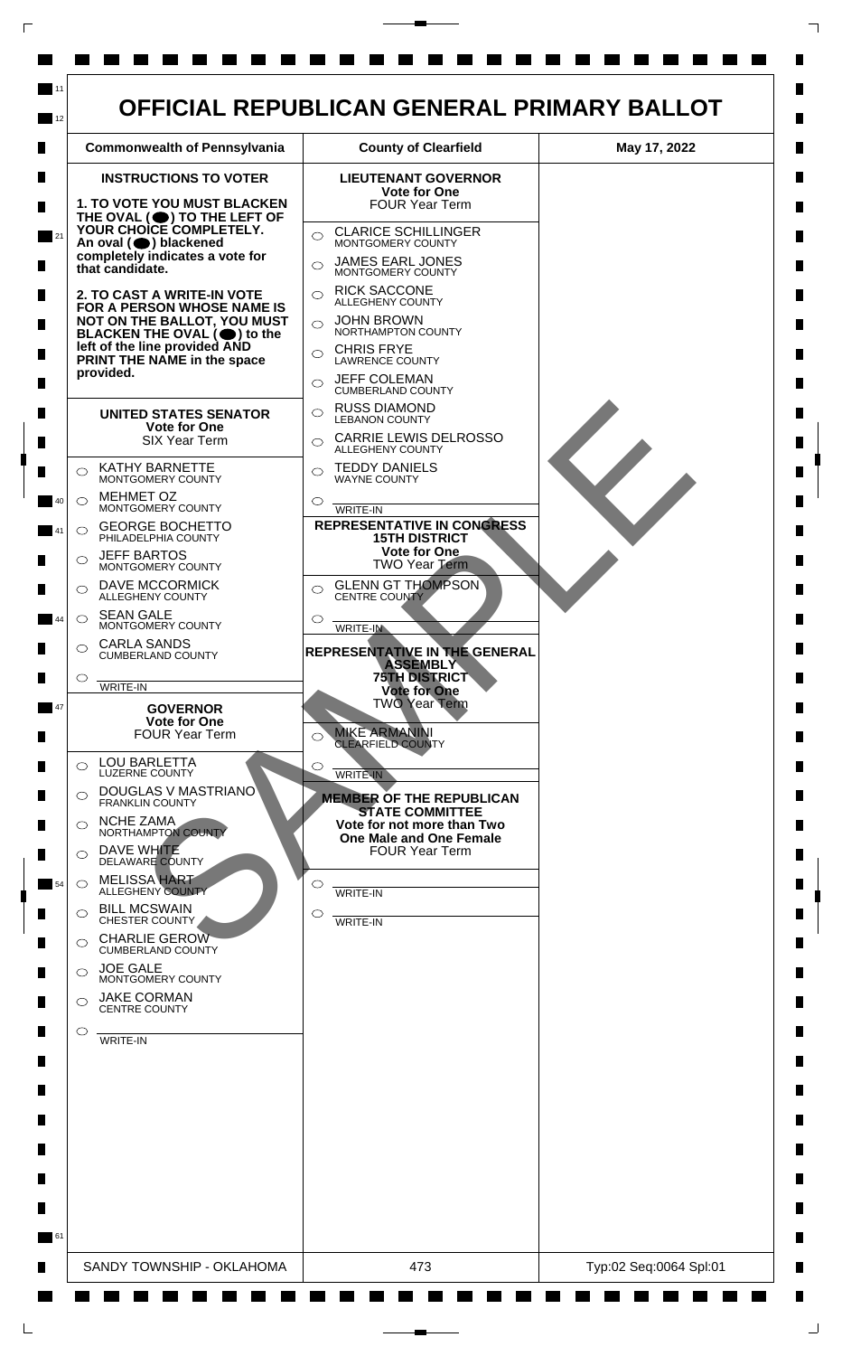# OFFICIAL REPUBLICAN GENERAL PRIMARY BALLOT

| Commonwealth of Pennsylvania | County of Clearfield | May 17, 2022 |
| --- | --- | --- |

## INSTRUCTIONS TO VOTER

**1. TO VOTE YOU MUST BLACKEN THE OVAL (⬤) TO THE LEFT OF YOUR CHOICE COMPLETELY. An oval (⬤) blackened completely indicates a vote for that candidate.**

**2. TO CAST A WRITE-IN VOTE FOR A PERSON WHOSE NAME IS NOT ON THE BALLOT, YOU MUST BLACKEN THE OVAL (⬤) to the left of the line provided AND PRINT THE NAME in the space provided.**

### UNITED STATES SENATOR
**Vote for One**
SIX Year Term

- ○ KATHY BARNETTE — MONTGOMERY COUNTY
- ○ MEHMET OZ — MONTGOMERY COUNTY
- ○ GEORGE BOCHETTO — PHILADELPHIA COUNTY
- ○ JEFF BARTOS — MONTGOMERY COUNTY
- ○ DAVE MCCORMICK — ALLEGHENY COUNTY
- ○ SEAN GALE — MONTGOMERY COUNTY
- ○ CARLA SANDS — CUMBERLAND COUNTY
- ○ ________ WRITE-IN

### GOVERNOR
**Vote for One**
FOUR Year Term

- ○ LOU BARLETTA — LUZERNE COUNTY
- ○ DOUGLAS V MASTRIANO — FRANKLIN COUNTY
- ○ NCHE ZAMA — NORTHAMPTON COUNTY
- ○ DAVE WHITE — DELAWARE COUNTY
- ○ MELISSA HART — ALLEGHENY COUNTY
- ○ BILL MCSWAIN — CHESTER COUNTY
- ○ CHARLIE GEROW — CUMBERLAND COUNTY
- ○ JOE GALE — MONTGOMERY COUNTY
- ○ JAKE CORMAN — CENTRE COUNTY
- ○ ________ WRITE-IN

### LIEUTENANT GOVERNOR
**Vote for One**
FOUR Year Term

- ○ CLARICE SCHILLINGER — MONTGOMERY COUNTY
- ○ JAMES EARL JONES — MONTGOMERY COUNTY
- ○ RICK SACCONE — ALLEGHENY COUNTY
- ○ JOHN BROWN — NORTHAMPTON COUNTY
- ○ CHRIS FRYE — LAWRENCE COUNTY
- ○ JEFF COLEMAN — CUMBERLAND COUNTY
- ○ RUSS DIAMOND — LEBANON COUNTY
- ○ CARRIE LEWIS DELROSSO — ALLEGHENY COUNTY
- ○ TEDDY DANIELS — WAYNE COUNTY
- ○ ________ WRITE-IN

### REPRESENTATIVE IN CONGRESS 15TH DISTRICT
**Vote for One**
TWO Year Term

- ○ GLENN GT THOMPSON — CENTRE COUNTY
- ○ ________ WRITE-IN

### REPRESENTATIVE IN THE GENERAL ASSEMBLY 75TH DISTRICT
**Vote for One**
TWO Year Term

- ○ MIKE ARMANINI — CLEARFIELD COUNTY
- ○ ________ WRITE-IN

### MEMBER OF THE REPUBLICAN STATE COMMITTEE
**Vote for not more than Two One Male and One Female**
FOUR Year Term

- ○ ________ WRITE-IN
- ○ ________ WRITE-IN

SAMPLE

| SANDY TOWNSHIP - OKLAHOMA | 473 | Typ:02 Seq:0064 Spl:01 |
| --- | --- | --- |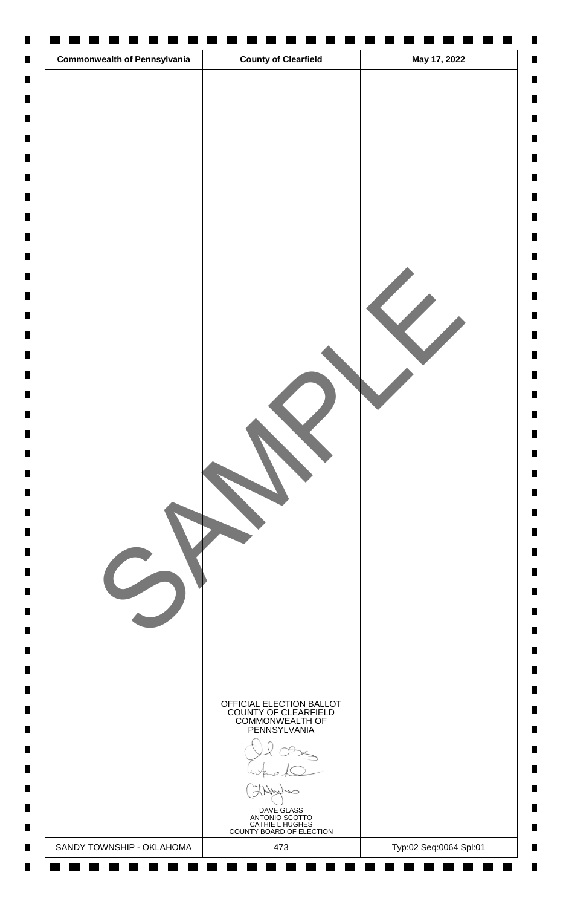| Commonwealth of Pennsylvania | County of Clearfield | May 17, 2022 |
| --- | --- | --- |
| | OFFICIAL ELECTION BALLOT<br>COUNTY OF CLEARFIELD<br>COMMONWEALTH OF PENNSYLVANIA<br><br>DAVE GLASS<br>ANTONIO SCOTTO<br>CATHIE L HUGHES<br>COUNTY BOARD OF ELECTION | |
| SANDY TOWNSHIP - OKLAHOMA | 473 | Typ:02 Seq:0064 Spl:01 |

SAMPLE